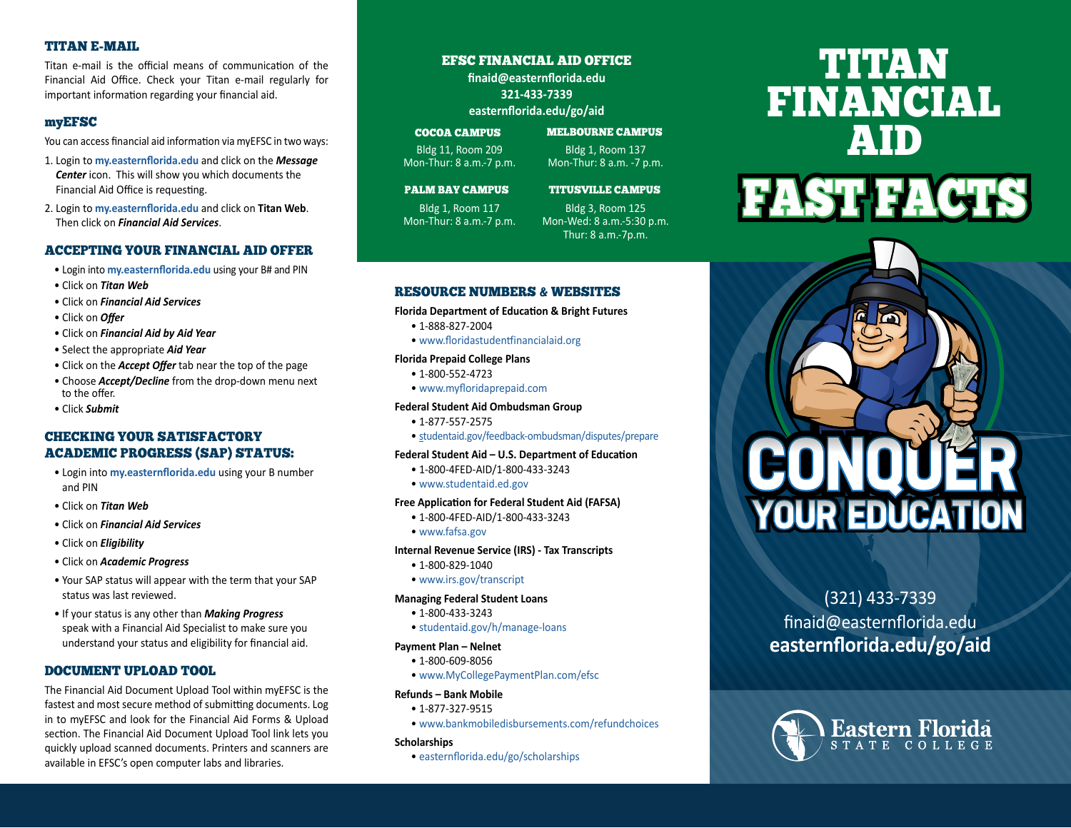# TITAN FINANCIAL AID FAST FACTS

CONQUER YOUR EDUCATION

(321) 433-7339
finaid@easternflorida.edu
**easternflorida.edu/go/aid**

Eastern Florida STATE COLLEGE

## TITAN E-MAIL

Titan e-mail is the official means of communication of the Financial Aid Office. Check your Titan e-mail regularly for important information regarding your financial aid.

## myEFSC

You can access financial aid information via myEFSC in two ways:

1. Login to **my.easternflorida.edu** and click on the ***Message Center*** icon. This will show you which documents the Financial Aid Office is requesting.
2. Login to **my.easternflorida.edu** and click on **Titan Web**. Then click on ***Financial Aid Services***.

## ACCEPTING YOUR FINANCIAL AID OFFER

- Login into **my.easternflorida.edu** using your B# and PIN
- Click on ***Titan Web***
- Click on ***Financial Aid Services***
- Click on ***Offer***
- Click on ***Financial Aid by Aid Year***
- Select the appropriate ***Aid Year***
- Click on the ***Accept Offer*** tab near the top of the page
- Choose ***Accept/Decline*** from the drop-down menu next to the offer.
- Click ***Submit***

## CHECKING YOUR SATISFACTORY ACADEMIC PROGRESS (SAP) STATUS:

- Login into **my.easternflorida.edu** using your B number and PIN
- Click on ***Titan Web***
- Click on ***Financial Aid Services***
- Click on ***Eligibility***
- Click on ***Academic Progress***
- Your SAP status will appear with the term that your SAP status was last reviewed.
- If your status is any other than ***Making Progress*** speak with a Financial Aid Specialist to make sure you understand your status and eligibility for financial aid.

## DOCUMENT UPLOAD TOOL

The Financial Aid Document Upload Tool within myEFSC is the fastest and most secure method of submitting documents. Log in to myEFSC and look for the Financial Aid Forms & Upload section. The Financial Aid Document Upload Tool link lets you quickly upload scanned documents. Printers and scanners are available in EFSC's open computer labs and libraries.

## EFSC FINANCIAL AID OFFICE

**finaid@easternflorida.edu**
**321-433-7339**
**easternflorida.edu/go/aid**

### COCOA CAMPUS

Bldg 11, Room 209
Mon-Thur: 8 a.m.-7 p.m.

### MELBOURNE CAMPUS

Bldg 1, Room 137
Mon-Thur: 8 a.m. -7 p.m.

### PALM BAY CAMPUS

Bldg 1, Room 117
Mon-Thur: 8 a.m.-7 p.m.

### TITUSVILLE CAMPUS

Bldg 3, Room 125
Mon-Wed: 8 a.m.-5:30 p.m.
Thur: 8 a.m.-7p.m.

## RESOURCE NUMBERS & WEBSITES

**Florida Department of Education & Bright Futures**
- 1-888-827-2004
- www.floridastudentfinancialaid.org

**Florida Prepaid College Plans**
- 1-800-552-4723
- www.myfloridaprepaid.com

**Federal Student Aid Ombudsman Group**
- 1-877-557-2575
- studentaid.gov/feedback-ombudsman/disputes/prepare

**Federal Student Aid – U.S. Department of Education**
- 1-800-4FED-AID/1-800-433-3243
- www.studentaid.ed.gov

**Free Application for Federal Student Aid (FAFSA)**
- 1-800-4FED-AID/1-800-433-3243
- www.fafsa.gov

**Internal Revenue Service (IRS) - Tax Transcripts**
- 1-800-829-1040
- www.irs.gov/transcript

**Managing Federal Student Loans**
- 1-800-433-3243
- studentaid.gov/h/manage-loans

**Payment Plan – Nelnet**
- 1-800-609-8056
- www.MyCollegePaymentPlan.com/efsc

**Refunds – Bank Mobile**
- 1-877-327-9515
- www.bankmobiledisbursements.com/refundchoices

**Scholarships**
- easternflorida.edu/go/scholarships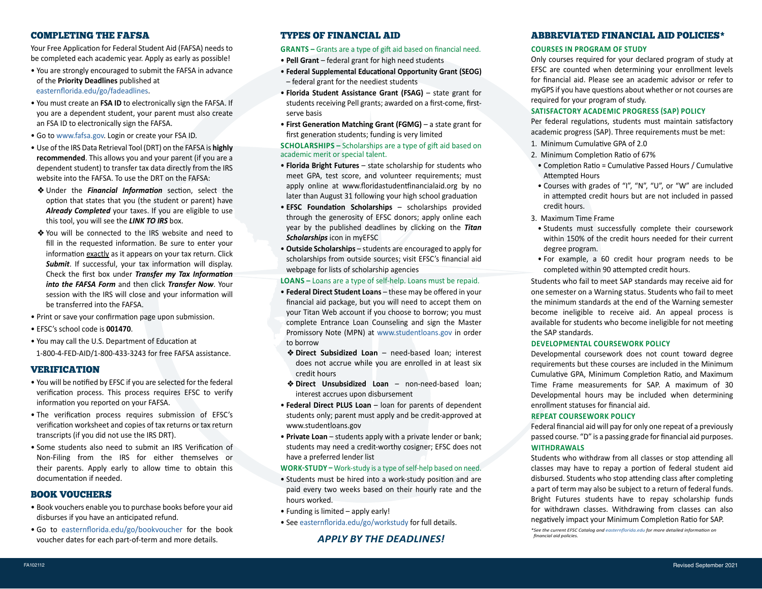## COMPLETING THE FAFSA

Your Free Application for Federal Student Aid (FAFSA) needs to be completed each academic year. Apply as early as possible!

- You are strongly encouraged to submit the FAFSA in advance of the **Priority Deadlines** published at easternflorida.edu/go/fadeadlines.
- You must create an **FSA ID** to electronically sign the FAFSA. If you are a dependent student, your parent must also create an FSA ID to electronically sign the FAFSA.
- Go to www.fafsa.gov. Login or create your FSA ID.
- Use of the IRS Data Retrieval Tool (DRT) on the FAFSA is **highly recommended**. This allows you and your parent (if you are a dependent student) to transfer tax data directly from the IRS website into the FAFSA. To use the DRT on the FAFSA:
  - ❖ Under the ***Financial Information*** section, select the option that states that you (the student or parent) have ***Already Completed*** your taxes. If you are eligible to use this tool, you will see the ***LINK TO IRS*** box.
  - ❖ You will be connected to the IRS website and need to fill in the requested information. Be sure to enter your information exactly as it appears on your tax return. Click ***Submit***. If successful, your tax information will display. Check the first box under ***Transfer my Tax Information into the FAFSA Form*** and then click ***Transfer Now***. Your session with the IRS will close and your information will be transferred into the FAFSA.
- Print or save your confirmation page upon submission.
- EFSC's school code is **001470**.
- You may call the U.S. Department of Education at 1-800-4-FED-AID/1-800-433-3243 for free FAFSA assistance.

## VERIFICATION

- You will be notified by EFSC if you are selected for the federal verification process. This process requires EFSC to verify information you reported on your FAFSA.
- The verification process requires submission of EFSC's verification worksheet and copies of tax returns or tax return transcripts (if you did not use the IRS DRT).
- Some students also need to submit an IRS Verification of Non-Filing from the IRS for either themselves or their parents. Apply early to allow time to obtain this documentation if needed.

## BOOK VOUCHERS

- Book vouchers enable you to purchase books before your aid disburses if you have an anticipated refund.
- Go to easternflorida.edu/go/bookvoucher for the book voucher dates for each part-of-term and more details.

## TYPES OF FINANCIAL AID

**GRANTS –** Grants are a type of gift aid based on financial need.

- **Pell Grant** – federal grant for high need students
- **Federal Supplemental Educational Opportunity Grant (SEOG)** – federal grant for the neediest students
- **Florida Student Assistance Grant (FSAG)** – state grant for students receiving Pell grants; awarded on a first-come, first-serve basis
- **First Generation Matching Grant (FGMG)** – a state grant for first generation students; funding is very limited

**SCHOLARSHIPS –** Scholarships are a type of gift aid based on academic merit or special talent.

- **Florida Bright Futures** – state scholarship for students who meet GPA, test score, and volunteer requirements; must apply online at www.floridastudentfinancialaid.org by no later than August 31 following your high school graduation
- **EFSC Foundation Scholarships** – scholarships provided through the generosity of EFSC donors; apply online each year by the published deadlines by clicking on the ***Titan Scholarships*** icon in myEFSC
- **Outside Scholarships** – students are encouraged to apply for scholarships from outside sources; visit EFSC's financial aid webpage for lists of scholarship agencies

**LOANS –** Loans are a type of self-help. Loans must be repaid.

- **Federal Direct Student Loans** – these may be offered in your financial aid package, but you will need to accept them on your Titan Web account if you choose to borrow; you must complete Entrance Loan Counseling and sign the Master Promissory Note (MPN) at www.studentloans.gov in order to borrow
  - ❖ **Direct Subsidized Loan** – need-based loan; interest does not accrue while you are enrolled in at least six credit hours
  - ❖ **Direct Unsubsidized Loan** – non-need-based loan; interest accrues upon disbursement
- **Federal Direct PLUS Loan** – loan for parents of dependent students only; parent must apply and be credit-approved at www.studentloans.gov
- **Private Loan** – students apply with a private lender or bank; students may need a credit-worthy cosigner; EFSC does not have a preferred lender list

**WORK-STUDY –** Work-study is a type of self-help based on need.

- Students must be hired into a work-study position and are paid every two weeks based on their hourly rate and the hours worked.
- Funding is limited – apply early!
- See easternflorida.edu/go/workstudy for full details.

***APPLY BY THE DEADLINES!***

## ABBREVIATED FINANCIAL AID POLICIES*

### COURSES IN PROGRAM OF STUDY

Only courses required for your declared program of study at EFSC are counted when determining your enrollment levels for financial aid. Please see an academic advisor or refer to myGPS if you have questions about whether or not courses are required for your program of study.

### SATISFACTORY ACADEMIC PROGRESS (SAP) POLICY

Per federal regulations, students must maintain satisfactory academic progress (SAP). Three requirements must be met:

1. Minimum Cumulative GPA of 2.0
2. Minimum Completion Ratio of 67%
   - Completion Ratio = Cumulative Passed Hours / Cumulative Attempted Hours
   - Courses with grades of "I", "N", "U", or "W" are included in attempted credit hours but are not included in passed credit hours.
3. Maximum Time Frame
   - Students must successfully complete their coursework within 150% of the credit hours needed for their current degree program.
   - For example, a 60 credit hour program needs to be completed within 90 attempted credit hours.

Students who fail to meet SAP standards may receive aid for one semester on a Warning status. Students who fail to meet the minimum standards at the end of the Warning semester become ineligible to receive aid. An appeal process is available for students who become ineligible for not meeting the SAP standards.

### DEVELOPMENTAL COURSEWORK POLICY

Developmental coursework does not count toward degree requirements but these courses are included in the Minimum Cumulative GPA, Minimum Completion Ratio, and Maximum Time Frame measurements for SAP. A maximum of 30 Developmental hours may be included when determining enrollment statuses for financial aid.

### REPEAT COURSEWORK POLICY

Federal financial aid will pay for only one repeat of a previously passed course. "D" is a passing grade for financial aid purposes.

### WITHDRAWALS

Students who withdraw from all classes or stop attending all classes may have to repay a portion of federal student aid disbursed. Students who stop attending class after completing a part of term may also be subject to a return of federal funds. Bright Futures students have to repay scholarship funds for withdrawn classes. Withdrawing from classes can also negatively impact your Minimum Completion Ratio for SAP.

**See the current EFSC Catalog and easternflorida.edu for more detailed information on financial aid policies.*

FA102112

Revised September 2021